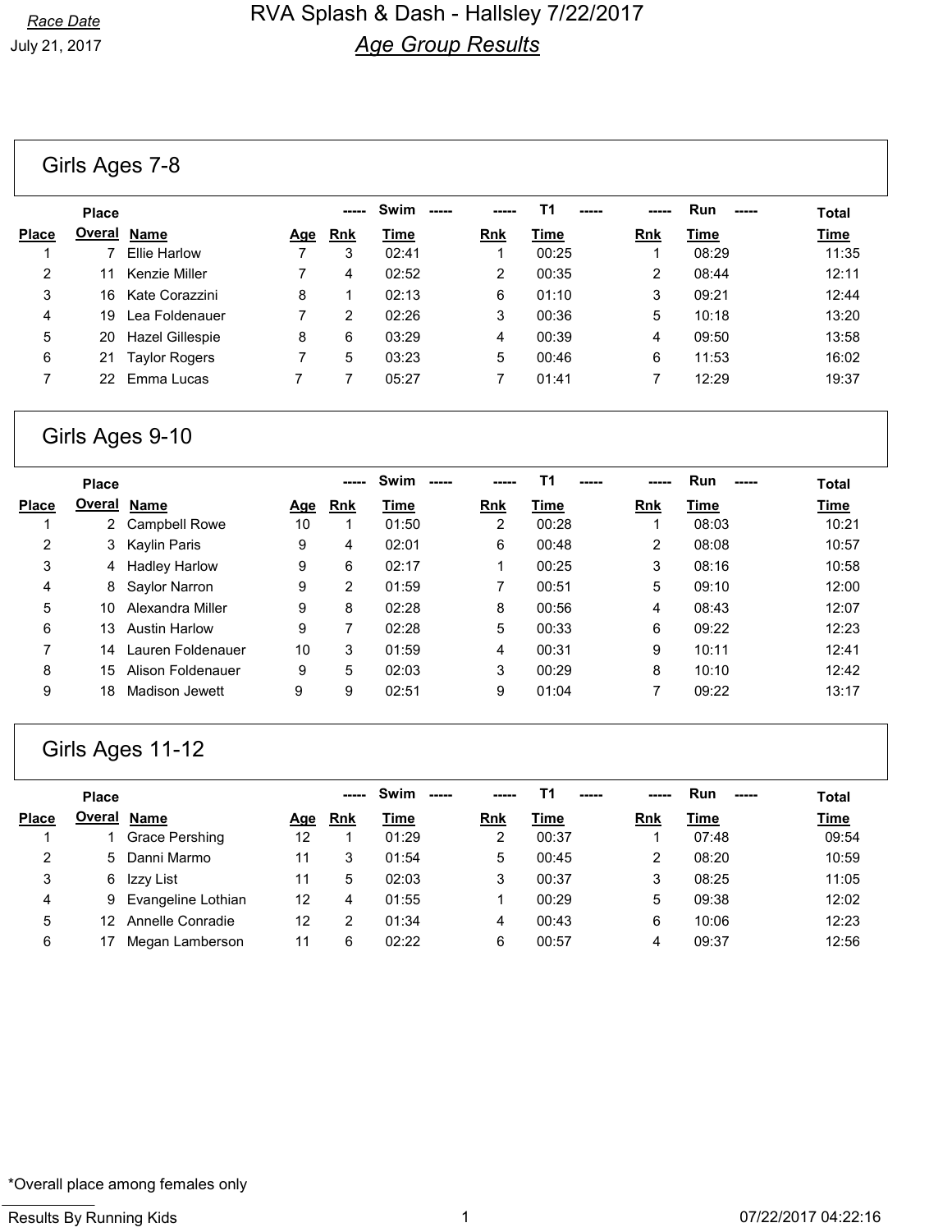Race Date

July 21, 2017

# RVA Splash & Dash - Hallsley 7/22/2017

## *Age Group Results*

### Girls Ages 7-8

| Place | Place Overal | Name | Age | Swim Rnk | Swim Time | T1 Rnk | T1 Time | Run Rnk | Run Time | Total Time |
|---|---|---|---|---|---|---|---|---|---|---|
| 1 | 7 | Ellie Harlow | 7 | 3 | 02:41 | 1 | 00:25 | 1 | 08:29 | 11:35 |
| 2 | 11 | Kenzie Miller | 7 | 4 | 02:52 | 2 | 00:35 | 2 | 08:44 | 12:11 |
| 3 | 16 | Kate Corazzini | 8 | 1 | 02:13 | 6 | 01:10 | 3 | 09:21 | 12:44 |
| 4 | 19 | Lea Foldenauer | 7 | 2 | 02:26 | 3 | 00:36 | 5 | 10:18 | 13:20 |
| 5 | 20 | Hazel Gillespie | 8 | 6 | 03:29 | 4 | 00:39 | 4 | 09:50 | 13:58 |
| 6 | 21 | Taylor Rogers | 7 | 5 | 03:23 | 5 | 00:46 | 6 | 11:53 | 16:02 |
| 7 | 22 | Emma Lucas | 7 | 7 | 05:27 | 7 | 01:41 | 7 | 12:29 | 19:37 |

### Girls Ages 9-10

| Place | Place Overal | Name | Age | Swim Rnk | Swim Time | T1 Rnk | T1 Time | Run Rnk | Run Time | Total Time |
|---|---|---|---|---|---|---|---|---|---|---|
| 1 | 2 | Campbell Rowe | 10 | 1 | 01:50 | 2 | 00:28 | 1 | 08:03 | 10:21 |
| 2 | 3 | Kaylin Paris | 9 | 4 | 02:01 | 6 | 00:48 | 2 | 08:08 | 10:57 |
| 3 | 4 | Hadley Harlow | 9 | 6 | 02:17 | 1 | 00:25 | 3 | 08:16 | 10:58 |
| 4 | 8 | Saylor Narron | 9 | 2 | 01:59 | 7 | 00:51 | 5 | 09:10 | 12:00 |
| 5 | 10 | Alexandra Miller | 9 | 8 | 02:28 | 8 | 00:56 | 4 | 08:43 | 12:07 |
| 6 | 13 | Austin Harlow | 9 | 7 | 02:28 | 5 | 00:33 | 6 | 09:22 | 12:23 |
| 7 | 14 | Lauren Foldenauer | 10 | 3 | 01:59 | 4 | 00:31 | 9 | 10:11 | 12:41 |
| 8 | 15 | Alison Foldenauer | 9 | 5 | 02:03 | 3 | 00:29 | 8 | 10:10 | 12:42 |
| 9 | 18 | Madison Jewett | 9 | 9 | 02:51 | 9 | 01:04 | 7 | 09:22 | 13:17 |

### Girls Ages 11-12

| Place | Place Overal | Name | Age | Swim Rnk | Swim Time | T1 Rnk | T1 Time | Run Rnk | Run Time | Total Time |
|---|---|---|---|---|---|---|---|---|---|---|
| 1 | 1 | Grace Pershing | 12 | 1 | 01:29 | 2 | 00:37 | 1 | 07:48 | 09:54 |
| 2 | 5 | Danni Marmo | 11 | 3 | 01:54 | 5 | 00:45 | 2 | 08:20 | 10:59 |
| 3 | 6 | Izzy List | 11 | 5 | 02:03 | 3 | 00:37 | 3 | 08:25 | 11:05 |
| 4 | 9 | Evangeline Lothian | 12 | 4 | 01:55 | 1 | 00:29 | 5 | 09:38 | 12:02 |
| 5 | 12 | Annelle Conradie | 12 | 2 | 01:34 | 4 | 00:43 | 6 | 10:06 | 12:23 |
| 6 | 17 | Megan Lamberson | 11 | 6 | 02:22 | 6 | 00:57 | 4 | 09:37 | 12:56 |

*Overall place among females only

Results By Running Kids

07/22/2017 04:22:16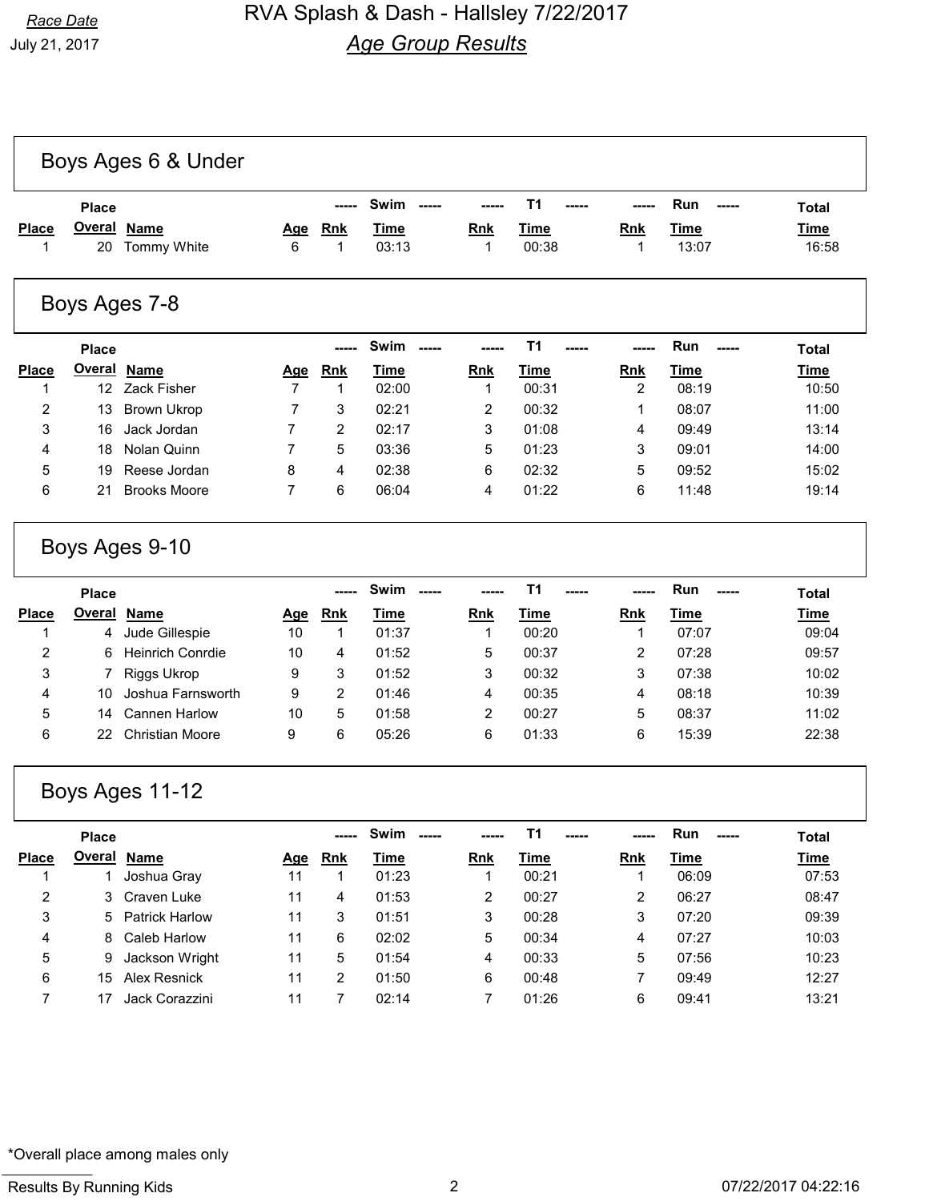# RVA Splash & Dash - Hallsley 7/22/2017

## *Age Group Results*

*Race Date*
July 21, 2017

## Boys Ages 6 & Under

| Place | Place Overal | Name | Age | Swim Rnk | Swim Time | T1 Rnk | T1 Time | Run Rnk | Run Time | Total Time |
|---|---|---|---|---|---|---|---|---|---|---|
| 1 | 20 | Tommy White | 6 | 1 | 03:13 | 1 | 00:38 | 1 | 13:07 | 16:58 |

## Boys Ages 7-8

| Place | Place Overal | Name | Age | Swim Rnk | Swim Time | T1 Rnk | T1 Time | Run Rnk | Run Time | Total Time |
|---|---|---|---|---|---|---|---|---|---|---|
| 1 | 12 | Zack Fisher | 7 | 1 | 02:00 | 1 | 00:31 | 2 | 08:19 | 10:50 |
| 2 | 13 | Brown Ukrop | 7 | 3 | 02:21 | 2 | 00:32 | 1 | 08:07 | 11:00 |
| 3 | 16 | Jack Jordan | 7 | 2 | 02:17 | 3 | 01:08 | 4 | 09:49 | 13:14 |
| 4 | 18 | Nolan Quinn | 7 | 5 | 03:36 | 5 | 01:23 | 3 | 09:01 | 14:00 |
| 5 | 19 | Reese Jordan | 8 | 4 | 02:38 | 6 | 02:32 | 5 | 09:52 | 15:02 |
| 6 | 21 | Brooks Moore | 7 | 6 | 06:04 | 4 | 01:22 | 6 | 11:48 | 19:14 |

## Boys Ages 9-10

| Place | Place Overal | Name | Age | Swim Rnk | Swim Time | T1 Rnk | T1 Time | Run Rnk | Run Time | Total Time |
|---|---|---|---|---|---|---|---|---|---|---|
| 1 | 4 | Jude Gillespie | 10 | 1 | 01:37 | 1 | 00:20 | 1 | 07:07 | 09:04 |
| 2 | 6 | Heinrich Conrdie | 10 | 4 | 01:52 | 5 | 00:37 | 2 | 07:28 | 09:57 |
| 3 | 7 | Riggs Ukrop | 9 | 3 | 01:52 | 3 | 00:32 | 3 | 07:38 | 10:02 |
| 4 | 10 | Joshua Farnsworth | 9 | 2 | 01:46 | 4 | 00:35 | 4 | 08:18 | 10:39 |
| 5 | 14 | Cannen Harlow | 10 | 5 | 01:58 | 2 | 00:27 | 5 | 08:37 | 11:02 |
| 6 | 22 | Christian Moore | 9 | 6 | 05:26 | 6 | 01:33 | 6 | 15:39 | 22:38 |

## Boys Ages 11-12

| Place | Place Overal | Name | Age | Swim Rnk | Swim Time | T1 Rnk | T1 Time | Run Rnk | Run Time | Total Time |
|---|---|---|---|---|---|---|---|---|---|---|
| 1 | 1 | Joshua Gray | 11 | 1 | 01:23 | 1 | 00:21 | 1 | 06:09 | 07:53 |
| 2 | 3 | Craven Luke | 11 | 4 | 01:53 | 2 | 00:27 | 2 | 06:27 | 08:47 |
| 3 | 5 | Patrick Harlow | 11 | 3 | 01:51 | 3 | 00:28 | 3 | 07:20 | 09:39 |
| 4 | 8 | Caleb Harlow | 11 | 6 | 02:02 | 5 | 00:34 | 4 | 07:27 | 10:03 |
| 5 | 9 | Jackson Wright | 11 | 5 | 01:54 | 4 | 00:33 | 5 | 07:56 | 10:23 |
| 6 | 15 | Alex Resnick | 11 | 2 | 01:50 | 6 | 00:48 | 7 | 09:49 | 12:27 |
| 7 | 17 | Jack Corazzini | 11 | 7 | 02:14 | 7 | 01:26 | 6 | 09:41 | 13:21 |

*Overall place among males only

Results By Running Kids — 07/22/2017 04:22:16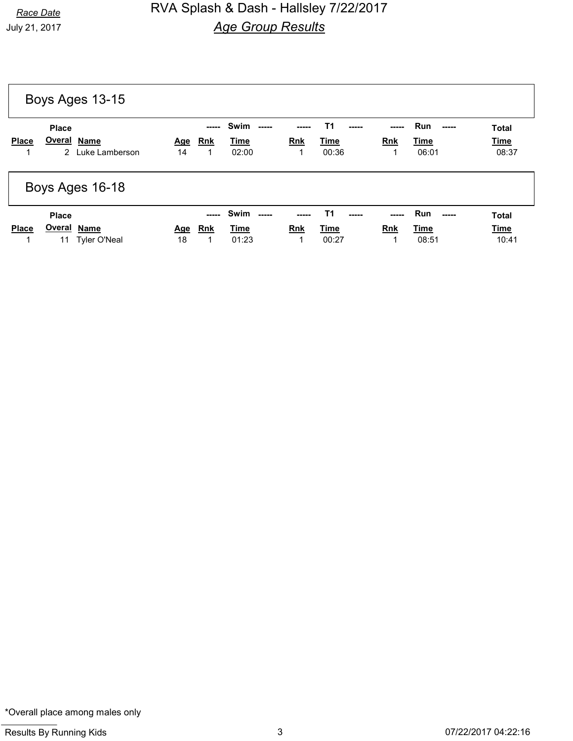## Boys Ages 13-15

| Place | Place Overal | Name | Age | Swim Rnk | Swim Time | T1 Rnk | T1 Time | Run Rnk | Run Time | Total Time |
|---|---|---|---|---|---|---|---|---|---|---|
| 1 | 2 | Luke Lamberson | 14 | 1 | 02:00 | 1 | 00:36 | 1 | 06:01 | 08:37 |

## Boys Ages 16-18

| Place | Place Overal | Name | Age | Swim Rnk | Swim Time | T1 Rnk | T1 Time | Run Rnk | Run Time | Total Time |
|---|---|---|---|---|---|---|---|---|---|---|
| 1 | 11 | Tyler O'Neal | 18 | 1 | 01:23 | 1 | 00:27 | 1 | 08:51 | 10:41 |

*Overall place among males only